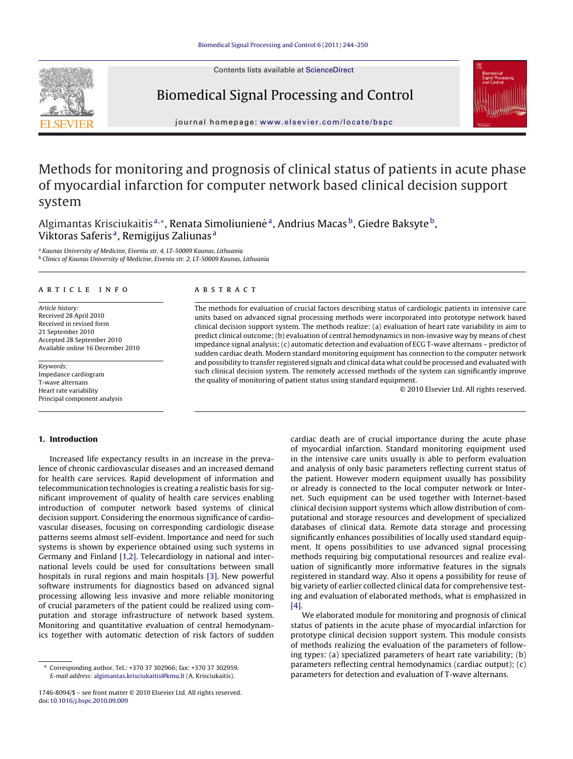# Methods for monitoring and prognosis of clinical status of patients in acute phase of myocardial infarction for computer network based clinical decision support system

Algimantas Krisciukaitis [a,*], Renata Simoliunienė [a], Andrius Macas [b], Giedre Baksyte [b], Viktoras Saferis [a], Remigijus Zaliunas [a]

[a] Kaunas University of Medicine, Eiveniu str. 4, LT-50009 Kaunas, Lithuania
[b] Clinics of Kaunas University of Medicine, Eiveniu str. 2, LT-50009 Kaunas, Lithuania

## ARTICLE INFO

*Article history:*
Received 28 April 2010
Received in revised form
21 September 2010
Accepted 28 September 2010
Available online 16 December 2010

*Keywords:*
Impedance cardiogram
T-wave alternans
Heart rate variability
Principal component analysis

## ABSTRACT

The methods for evaluation of crucial factors describing status of cardiologic patients in intensive care units based on advanced signal processing methods were incorporated into prototype network based clinical decision support system. The methods realize: (a) evaluation of heart rate variability in aim to predict clinical outcome; (b) evaluation of central hemodynamics in non-invasive way by means of chest impedance signal analysis; (c) automatic detection and evaluation of ECG T-wave alternans – predictor of sudden cardiac death. Modern standard monitoring equipment has connection to the computer network and possibility to transfer registered signals and clinical data what could be processed and evaluated with such clinical decision system. The remotely accessed methods of the system can significantly improve the quality of monitoring of patient status using standard equipment.

© 2010 Elsevier Ltd. All rights reserved.

## 1. Introduction

Increased life expectancy results in an increase in the prevalence of chronic cardiovascular diseases and an increased demand for health care services. Rapid development of information and telecommunication technologies is creating a realistic basis for significant improvement of quality of health care services enabling introduction of computer network based systems of clinical decision support. Considering the enormous significance of cardiovascular diseases, focusing on corresponding cardiologic disease patterns seems almost self-evident. Importance and need for such systems is shown by experience obtained using such systems in Germany and Finland [1,2]. Telecardiology in national and international levels could be used for consultations between small hospitals in rural regions and main hospitals [3]. New powerful software instruments for diagnostics based on advanced signal processing allowing less invasive and more reliable monitoring of crucial parameters of the patient could be realized using computation and storage infrastructure of network based system. Monitoring and quantitative evaluation of central hemodynamics together with automatic detection of risk factors of sudden cardiac death are of crucial importance during the acute phase of myocardial infarction. Standard monitoring equipment used in the intensive care units usually is able to perform evaluation and analysis of only basic parameters reflecting current status of the patient. However modern equipment usually has possibility or already is connected to the local computer network or Internet. Such equipment can be used together with Internet-based clinical decision support systems which allow distribution of computational and storage resources and development of specialized databases of clinical data. Remote data storage and processing significantly enhances possibilities of locally used standard equipment. It opens possibilities to use advanced signal processing methods requiring big computational resources and realize evaluation of significantly more informative features in the signals registered in standard way. Also it opens a possibility for reuse of big variety of earlier collected clinical data for comprehensive testing and evaluation of elaborated methods, what is emphasized in [4].

We elaborated module for monitoring and prognosis of clinical status of patients in the acute phase of myocardial infarction for prototype clinical decision support system. This module consists of methods realizing the evaluation of the parameters of following types: (a) specialized parameters of heart rate variability; (b) parameters reflecting central hemodynamics (cardiac output); (c) parameters for detection and evaluation of T-wave alternans.

* Corresponding author. Tel.: +370 37 302966; fax: +370 37 302959.
*E-mail address:* algimantas.krisciukaitis@kmu.lt (A. Krisciukaitis).

1746-8094/$ – see front matter © 2010 Elsevier Ltd. All rights reserved.
doi:10.1016/j.bspc.2010.09.009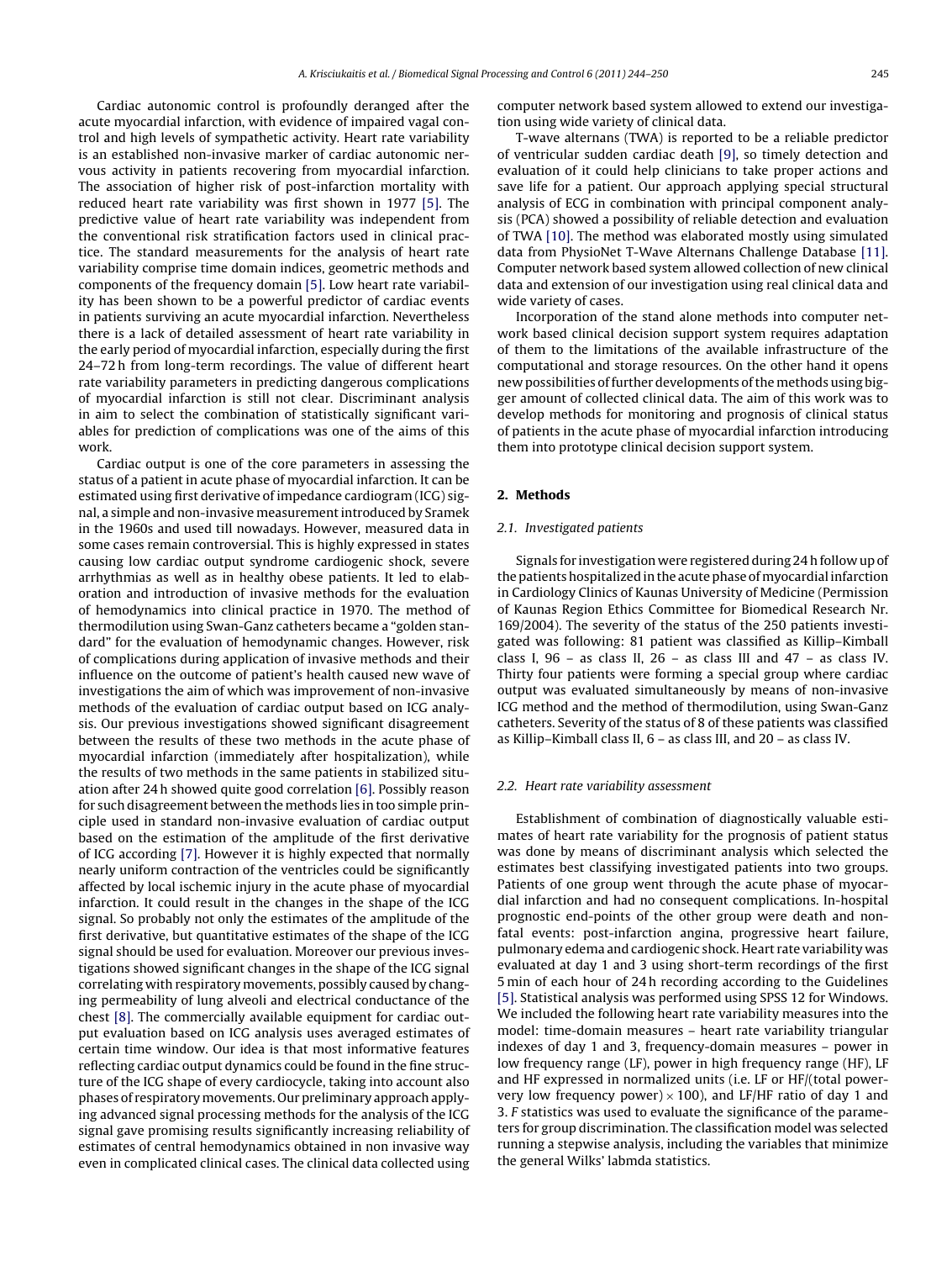Cardiac autonomic control is profoundly deranged after the acute myocardial infarction, with evidence of impaired vagal control and high levels of sympathetic activity. Heart rate variability is an established non-invasive marker of cardiac autonomic nervous activity in patients recovering from myocardial infarction. The association of higher risk of post-infarction mortality with reduced heart rate variability was first shown in 1977 [5]. The predictive value of heart rate variability was independent from the conventional risk stratification factors used in clinical practice. The standard measurements for the analysis of heart rate variability comprise time domain indices, geometric methods and components of the frequency domain [5]. Low heart rate variability has been shown to be a powerful predictor of cardiac events in patients surviving an acute myocardial infarction. Nevertheless there is a lack of detailed assessment of heart rate variability in the early period of myocardial infarction, especially during the first 24–72 h from long-term recordings. The value of different heart rate variability parameters in predicting dangerous complications of myocardial infarction is still not clear. Discriminant analysis in aim to select the combination of statistically significant variables for prediction of complications was one of the aims of this work.

Cardiac output is one of the core parameters in assessing the status of a patient in acute phase of myocardial infarction. It can be estimated using first derivative of impedance cardiogram (ICG) signal, a simple and non-invasive measurement introduced by Sramek in the 1960s and used till nowadays. However, measured data in some cases remain controversial. This is highly expressed in states causing low cardiac output syndrome cardiogenic shock, severe arrhythmias as well as in healthy obese patients. It led to elaboration and introduction of invasive methods for the evaluation of hemodynamics into clinical practice in 1970. The method of thermodilution using Swan-Ganz catheters became a "golden standard" for the evaluation of hemodynamic changes. However, risk of complications during application of invasive methods and their influence on the outcome of patient's health caused new wave of investigations the aim of which was improvement of non-invasive methods of the evaluation of cardiac output based on ICG analysis. Our previous investigations showed significant disagreement between the results of these two methods in the acute phase of myocardial infarction (immediately after hospitalization), while the results of two methods in the same patients in stabilized situation after 24 h showed quite good correlation [6]. Possibly reason for such disagreement between the methods lies in too simple principle used in standard non-invasive evaluation of cardiac output based on the estimation of the amplitude of the first derivative of ICG according [7]. However it is highly expected that normally nearly uniform contraction of the ventricles could be significantly affected by local ischemic injury in the acute phase of myocardial infarction. It could result in the changes in the shape of the ICG signal. So probably not only the estimates of the amplitude of the first derivative, but quantitative estimates of the shape of the ICG signal should be used for evaluation. Moreover our previous investigations showed significant changes in the shape of the ICG signal correlating with respiratory movements, possibly caused by changing permeability of lung alveoli and electrical conductance of the chest [8]. The commercially available equipment for cardiac output evaluation based on ICG analysis uses averaged estimates of certain time window. Our idea is that most informative features reflecting cardiac output dynamics could be found in the fine structure of the ICG shape of every cardiocycle, taking into account also phases of respiratory movements. Our preliminary approach applying advanced signal processing methods for the analysis of the ICG signal gave promising results significantly increasing reliability of estimates of central hemodynamics obtained in non invasive way even in complicated clinical cases. The clinical data collected using computer network based system allowed to extend our investigation using wide variety of clinical data.

T-wave alternans (TWA) is reported to be a reliable predictor of ventricular sudden cardiac death [9], so timely detection and evaluation of it could help clinicians to take proper actions and save life for a patient. Our approach applying special structural analysis of ECG in combination with principal component analysis (PCA) showed a possibility of reliable detection and evaluation of TWA [10]. The method was elaborated mostly using simulated data from PhysioNet T-Wave Alternans Challenge Database [11]. Computer network based system allowed collection of new clinical data and extension of our investigation using real clinical data and wide variety of cases.

Incorporation of the stand alone methods into computer network based clinical decision support system requires adaptation of them to the limitations of the available infrastructure of the computational and storage resources. On the other hand it opens new possibilities of further developments of the methods using bigger amount of collected clinical data. The aim of this work was to develop methods for monitoring and prognosis of clinical status of patients in the acute phase of myocardial infarction introducing them into prototype clinical decision support system.

## 2. Methods

### 2.1. Investigated patients

Signals for investigation were registered during 24 h follow up of the patients hospitalized in the acute phase of myocardial infarction in Cardiology Clinics of Kaunas University of Medicine (Permission of Kaunas Region Ethics Committee for Biomedical Research Nr. 169/2004). The severity of the status of the 250 patients investigated was following: 81 patient was classified as Killip–Kimball class I, 96 – as class II, 26 – as class III and 47 – as class IV. Thirty four patients were forming a special group where cardiac output was evaluated simultaneously by means of non-invasive ICG method and the method of thermodilution, using Swan-Ganz catheters. Severity of the status of 8 of these patients was classified as Killip–Kimball class II, 6 – as class III, and 20 – as class IV.

### 2.2. Heart rate variability assessment

Establishment of combination of diagnostically valuable estimates of heart rate variability for the prognosis of patient status was done by means of discriminant analysis which selected the estimates best classifying investigated patients into two groups. Patients of one group went through the acute phase of myocardial infarction and had no consequent complications. In-hospital prognostic end-points of the other group were death and non-fatal events: post-infarction angina, progressive heart failure, pulmonary edema and cardiogenic shock. Heart rate variability was evaluated at day 1 and 3 using short-term recordings of the first 5 min of each hour of 24 h recording according to the Guidelines [5]. Statistical analysis was performed using SPSS 12 for Windows. We included the following heart rate variability measures into the model: time-domain measures – heart rate variability triangular indexes of day 1 and 3, frequency-domain measures – power in low frequency range (LF), power in high frequency range (HF), LF and HF expressed in normalized units (i.e. LF or HF/(total power-very low frequency power) $\times$ 100), and LF/HF ratio of day 1 and 3. *F* statistics was used to evaluate the significance of the parameters for group discrimination. The classification model was selected running a stepwise analysis, including the variables that minimize the general Wilks' labmda statistics.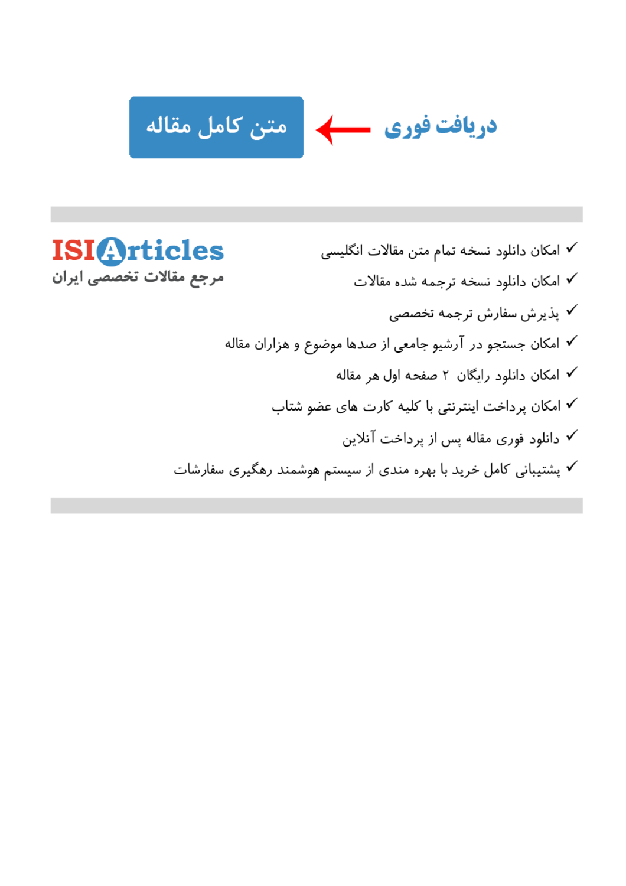دریافت فوری ← متن کامل مقاله

**ISIArticles**
مرجع مقالات تخصصی ایران

- ✓ امکان دانلود نسخه تمام متن مقالات انگلیسی
- ✓ امکان دانلود نسخه ترجمه شده مقالات
- ✓ پذیرش سفارش ترجمه تخصصی
- ✓ امکان جستجو در آرشیو جامعی از صدها موضوع و هزاران مقاله
- ✓ امکان دانلود رایگان ۲ صفحه اول هر مقاله
- ✓ امکان پرداخت اینترنتی با کلیه کارت های عضو شتاب
- ✓ دانلود فوری مقاله پس از پرداخت آنلاین
- ✓ پشتیبانی کامل خرید با بهره مندی از سیستم هوشمند رهگیری سفارشات